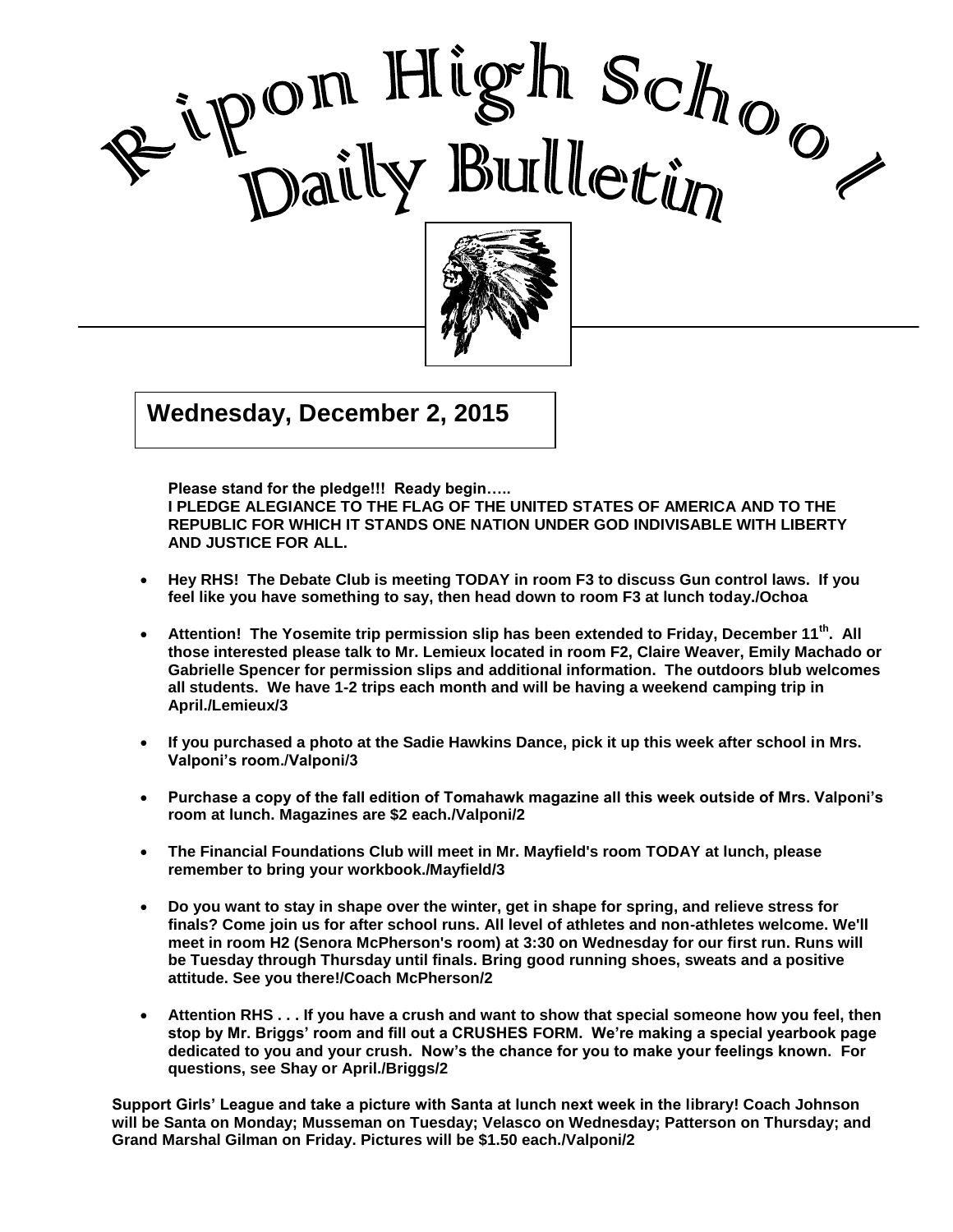# Ripon High School Daily Bulletin

## Wednesday, December 2, 2015

**Please stand for the pledge!!! Ready begin…..**
**I PLEDGE ALEGIANCE TO THE FLAG OF THE UNITED STATES OF AMERICA AND TO THE REPUBLIC FOR WHICH IT STANDS ONE NATION UNDER GOD INDIVISABLE WITH LIBERTY AND JUSTICE FOR ALL.**

- **Hey RHS! The Debate Club is meeting TODAY in room F3 to discuss Gun control laws. If you feel like you have something to say, then head down to room F3 at lunch today./Ochoa**

- **Attention! The Yosemite trip permission slip has been extended to Friday, December 11th. All those interested please talk to Mr. Lemieux located in room F2, Claire Weaver, Emily Machado or Gabrielle Spencer for permission slips and additional information. The outdoors blub welcomes all students. We have 1-2 trips each month and will be having a weekend camping trip in April./Lemieux/3**

- **If you purchased a photo at the Sadie Hawkins Dance, pick it up this week after school in Mrs. Valponi's room./Valponi/3**

- **Purchase a copy of the fall edition of Tomahawk magazine all this week outside of Mrs. Valponi's room at lunch. Magazines are $2 each./Valponi/2**

- **The Financial Foundations Club will meet in Mr. Mayfield's room TODAY at lunch, please remember to bring your workbook./Mayfield/3**

- **Do you want to stay in shape over the winter, get in shape for spring, and relieve stress for finals? Come join us for after school runs. All level of athletes and non-athletes welcome. We'll meet in room H2 (Senora McPherson's room) at 3:30 on Wednesday for our first run. Runs will be Tuesday through Thursday until finals. Bring good running shoes, sweats and a positive attitude. See you there!/Coach McPherson/2**

- **Attention RHS . . . If you have a crush and want to show that special someone how you feel, then stop by Mr. Briggs' room and fill out a CRUSHES FORM. We're making a special yearbook page dedicated to you and your crush. Now's the chance for you to make your feelings known. For questions, see Shay or April./Briggs/2**

**Support Girls' League and take a picture with Santa at lunch next week in the library! Coach Johnson will be Santa on Monday; Musseman on Tuesday; Velasco on Wednesday; Patterson on Thursday; and Grand Marshal Gilman on Friday. Pictures will be $1.50 each./Valponi/2**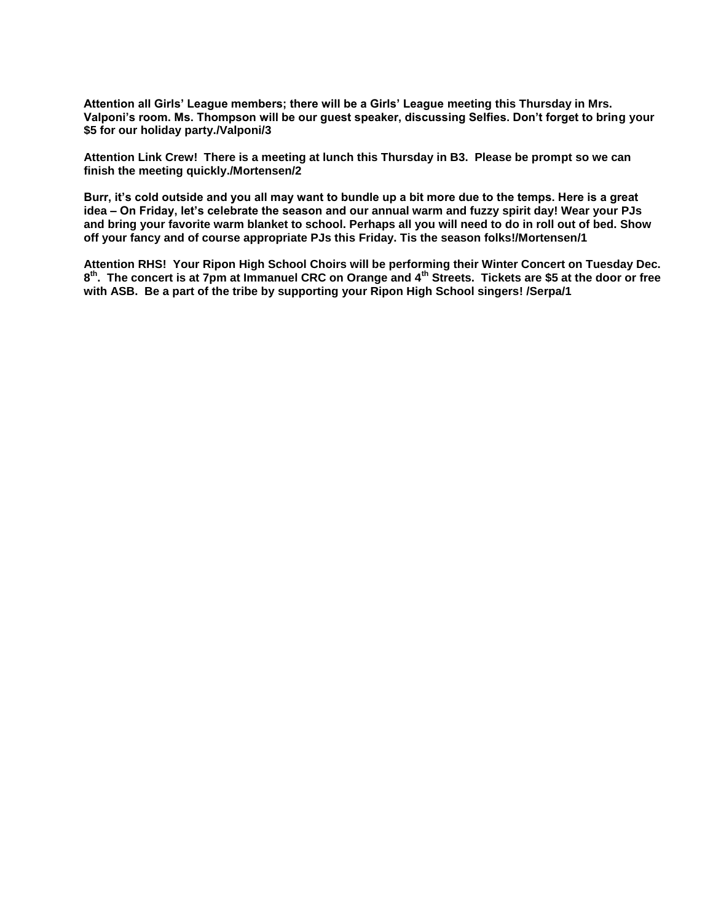**Attention all Girls' League members; there will be a Girls' League meeting this Thursday in Mrs. Valponi's room. Ms. Thompson will be our guest speaker, discussing Selfies. Don't forget to bring your $5 for our holiday party./Valponi/3**

**Attention Link Crew! There is a meeting at lunch this Thursday in B3. Please be prompt so we can finish the meeting quickly./Mortensen/2**

**Burr, it's cold outside and you all may want to bundle up a bit more due to the temps. Here is a great idea – On Friday, let's celebrate the season and our annual warm and fuzzy spirit day! Wear your PJs and bring your favorite warm blanket to school. Perhaps all you will need to do in roll out of bed. Show off your fancy and of course appropriate PJs this Friday. Tis the season folks!/Mortensen/1**

**Attention RHS! Your Ripon High School Choirs will be performing their Winter Concert on Tuesday Dec. 8th. The concert is at 7pm at Immanuel CRC on Orange and 4th Streets. Tickets are $5 at the door or free with ASB. Be a part of the tribe by supporting your Ripon High School singers! /Serpa/1**